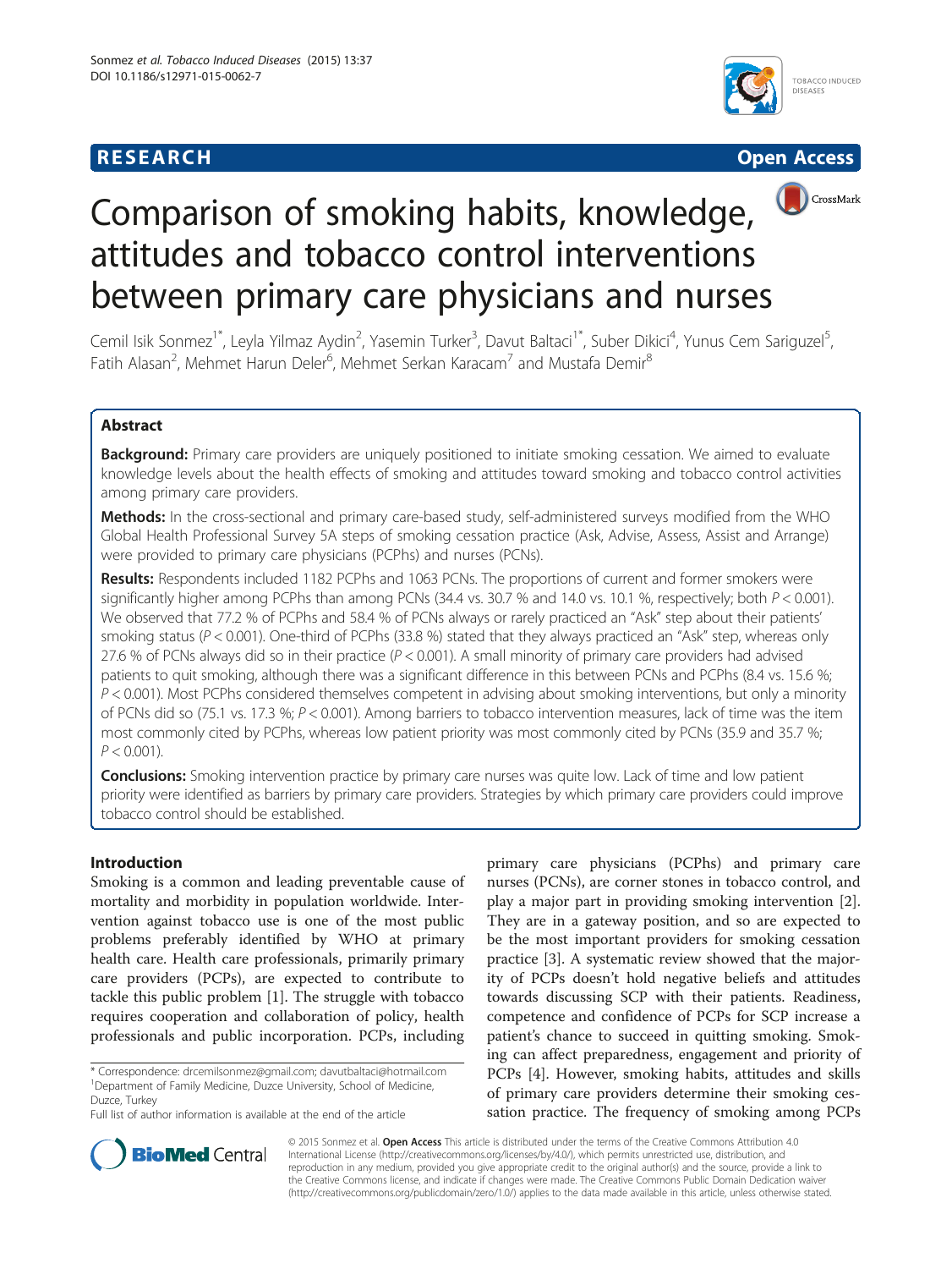**RESEARCH** **Open Access**

# Comparison of smoking habits, knowledge, attitudes and tobacco control interventions between primary care physicians and nurses

Cemil Isik Sonmez[1*], Leyla Yilmaz Aydin[2], Yasemin Turker[3], Davut Baltaci[1*], Suber Dikici[4], Yunus Cem Sariguzel[5], Fatih Alasan[2], Mehmet Harun Deler[6], Mehmet Serkan Karacam[7] and Mustafa Demir[8]

## Abstract

**Background:** Primary care providers are uniquely positioned to initiate smoking cessation. We aimed to evaluate knowledge levels about the health effects of smoking and attitudes toward smoking and tobacco control activities among primary care providers.

**Methods:** In the cross-sectional and primary care-based study, self-administered surveys modified from the WHO Global Health Professional Survey 5A steps of smoking cessation practice (Ask, Advise, Assess, Assist and Arrange) were provided to primary care physicians (PCPhs) and nurses (PCNs).

**Results:** Respondents included 1182 PCPhs and 1063 PCNs. The proportions of current and former smokers were significantly higher among PCPhs than among PCNs (34.4 vs. 30.7 % and 14.0 vs. 10.1 %, respectively; both $P < 0.001$). We observed that 77.2 % of PCPhs and 58.4 % of PCNs always or rarely practiced an "Ask" step about their patients' smoking status ($P < 0.001$). One-third of PCPhs (33.8 %) stated that they always practiced an "Ask" step, whereas only 27.6 % of PCNs always did so in their practice ($P < 0.001$). A small minority of primary care providers had advised patients to quit smoking, although there was a significant difference in this between PCNs and PCPhs (8.4 vs. 15.6 %; $P < 0.001$). Most PCPhs considered themselves competent in advising about smoking interventions, but only a minority of PCNs did so (75.1 vs. 17.3 %; $P < 0.001$). Among barriers to tobacco intervention measures, lack of time was the item most commonly cited by PCPhs, whereas low patient priority was most commonly cited by PCNs (35.9 and 35.7 %; $P < 0.001$).

**Conclusions:** Smoking intervention practice by primary care nurses was quite low. Lack of time and low patient priority were identified as barriers by primary care providers. Strategies by which primary care providers could improve tobacco control should be established.

## Introduction

Smoking is a common and leading preventable cause of mortality and morbidity in population worldwide. Intervention against tobacco use is one of the most public problems preferably identified by WHO at primary health care. Health care professionals, primarily primary care providers (PCPs), are expected to contribute to tackle this public problem [1]. The struggle with tobacco requires cooperation and collaboration of policy, health professionals and public incorporation. PCPs, including primary care physicians (PCPhs) and primary care nurses (PCNs), are corner stones in tobacco control, and play a major part in providing smoking intervention [2]. They are in a gateway position, and so are expected to be the most important providers for smoking cessation practice [3]. A systematic review showed that the majority of PCPs doesn't hold negative beliefs and attitudes towards discussing SCP with their patients. Readiness, competence and confidence of PCPs for SCP increase a patient's chance to succeed in quitting smoking. Smoking can affect preparedness, engagement and priority of PCPs [4]. However, smoking habits, attitudes and skills of primary care providers determine their smoking cessation practice. The frequency of smoking among PCPs

* Correspondence: drcemilsonmez@gmail.com; davutbaltaci@hotmail.com
[1]Department of Family Medicine, Duzce University, School of Medicine, Duzce, Turkey
Full list of author information is available at the end of the article

© 2015 Sonmez et al. **Open Access** This article is distributed under the terms of the Creative Commons Attribution 4.0 International License (http://creativecommons.org/licenses/by/4.0/), which permits unrestricted use, distribution, and reproduction in any medium, provided you give appropriate credit to the original author(s) and the source, provide a link to the Creative Commons license, and indicate if changes were made. The Creative Commons Public Domain Dedication waiver (http://creativecommons.org/publicdomain/zero/1.0/) applies to the data made available in this article, unless otherwise stated.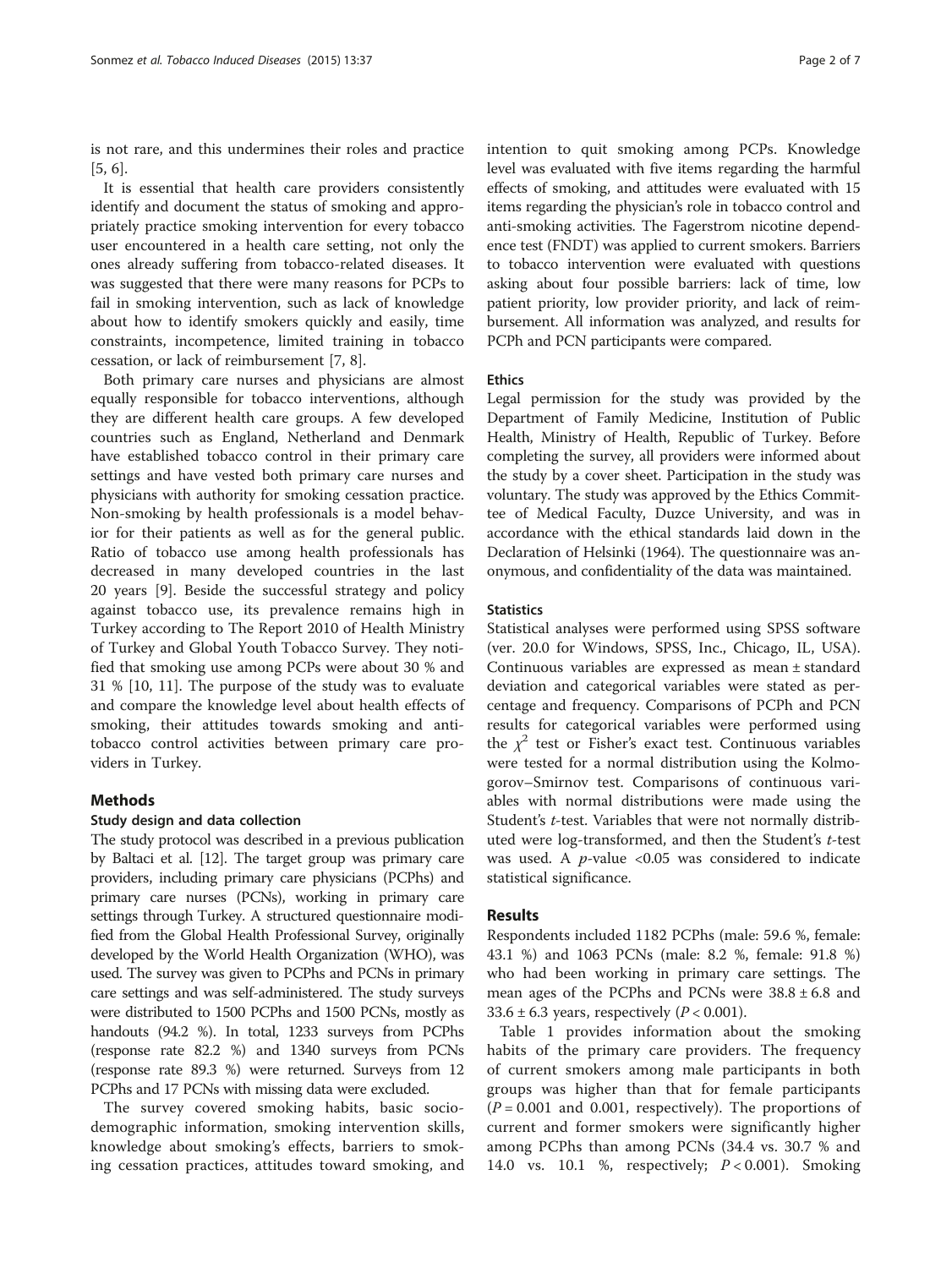is not rare, and this undermines their roles and practice [5, 6].

It is essential that health care providers consistently identify and document the status of smoking and appropriately practice smoking intervention for every tobacco user encountered in a health care setting, not only the ones already suffering from tobacco-related diseases. It was suggested that there were many reasons for PCPs to fail in smoking intervention, such as lack of knowledge about how to identify smokers quickly and easily, time constraints, incompetence, limited training in tobacco cessation, or lack of reimbursement [7, 8].

Both primary care nurses and physicians are almost equally responsible for tobacco interventions, although they are different health care groups. A few developed countries such as England, Netherland and Denmark have established tobacco control in their primary care settings and have vested both primary care nurses and physicians with authority for smoking cessation practice. Non-smoking by health professionals is a model behavior for their patients as well as for the general public. Ratio of tobacco use among health professionals has decreased in many developed countries in the last 20 years [9]. Beside the successful strategy and policy against tobacco use, its prevalence remains high in Turkey according to The Report 2010 of Health Ministry of Turkey and Global Youth Tobacco Survey. They notified that smoking use among PCPs were about 30 % and 31 % [10, 11]. The purpose of the study was to evaluate and compare the knowledge level about health effects of smoking, their attitudes towards smoking and anti-tobacco control activities between primary care providers in Turkey.

## Methods

### Study design and data collection

The study protocol was described in a previous publication by Baltaci et al. [12]. The target group was primary care providers, including primary care physicians (PCPhs) and primary care nurses (PCNs), working in primary care settings through Turkey. A structured questionnaire modified from the Global Health Professional Survey, originally developed by the World Health Organization (WHO), was used. The survey was given to PCPhs and PCNs in primary care settings and was self-administered. The study surveys were distributed to 1500 PCPhs and 1500 PCNs, mostly as handouts (94.2 %). In total, 1233 surveys from PCPhs (response rate 82.2 %) and 1340 surveys from PCNs (response rate 89.3 %) were returned. Surveys from 12 PCPhs and 17 PCNs with missing data were excluded.

The survey covered smoking habits, basic sociodemographic information, smoking intervention skills, knowledge about smoking's effects, barriers to smoking cessation practices, attitudes toward smoking, and intention to quit smoking among PCPs. Knowledge level was evaluated with five items regarding the harmful effects of smoking, and attitudes were evaluated with 15 items regarding the physician's role in tobacco control and anti-smoking activities. The Fagerstrom nicotine dependence test (FNDT) was applied to current smokers. Barriers to tobacco intervention were evaluated with questions asking about four possible barriers: lack of time, low patient priority, low provider priority, and lack of reimbursement. All information was analyzed, and results for PCPh and PCN participants were compared.

### Ethics

Legal permission for the study was provided by the Department of Family Medicine, Institution of Public Health, Ministry of Health, Republic of Turkey. Before completing the survey, all providers were informed about the study by a cover sheet. Participation in the study was voluntary. The study was approved by the Ethics Committee of Medical Faculty, Duzce University, and was in accordance with the ethical standards laid down in the Declaration of Helsinki (1964). The questionnaire was anonymous, and confidentiality of the data was maintained.

### Statistics

Statistical analyses were performed using SPSS software (ver. 20.0 for Windows, SPSS, Inc., Chicago, IL, USA). Continuous variables are expressed as mean ± standard deviation and categorical variables were stated as percentage and frequency. Comparisons of PCPh and PCN results for categorical variables were performed using the $\chi^2$ test or Fisher's exact test. Continuous variables were tested for a normal distribution using the Kolmogorov–Smirnov test. Comparisons of continuous variables with normal distributions were made using the Student's *t*-test. Variables that were not normally distributed were log-transformed, and then the Student's *t*-test was used. A *p*-value <0.05 was considered to indicate statistical significance.

## Results

Respondents included 1182 PCPhs (male: 59.6 %, female: 43.1 %) and 1063 PCNs (male: 8.2 %, female: 91.8 %) who had been working in primary care settings. The mean ages of the PCPhs and PCNs were 38.8 ± 6.8 and 33.6 ± 6.3 years, respectively ($P < 0.001$).

Table 1 provides information about the smoking habits of the primary care providers. The frequency of current smokers among male participants in both groups was higher than that for female participants ($P = 0.001$ and 0.001, respectively). The proportions of current and former smokers were significantly higher among PCPhs than among PCNs (34.4 vs. 30.7 % and 14.0 vs. 10.1 %, respectively; $P < 0.001$). Smoking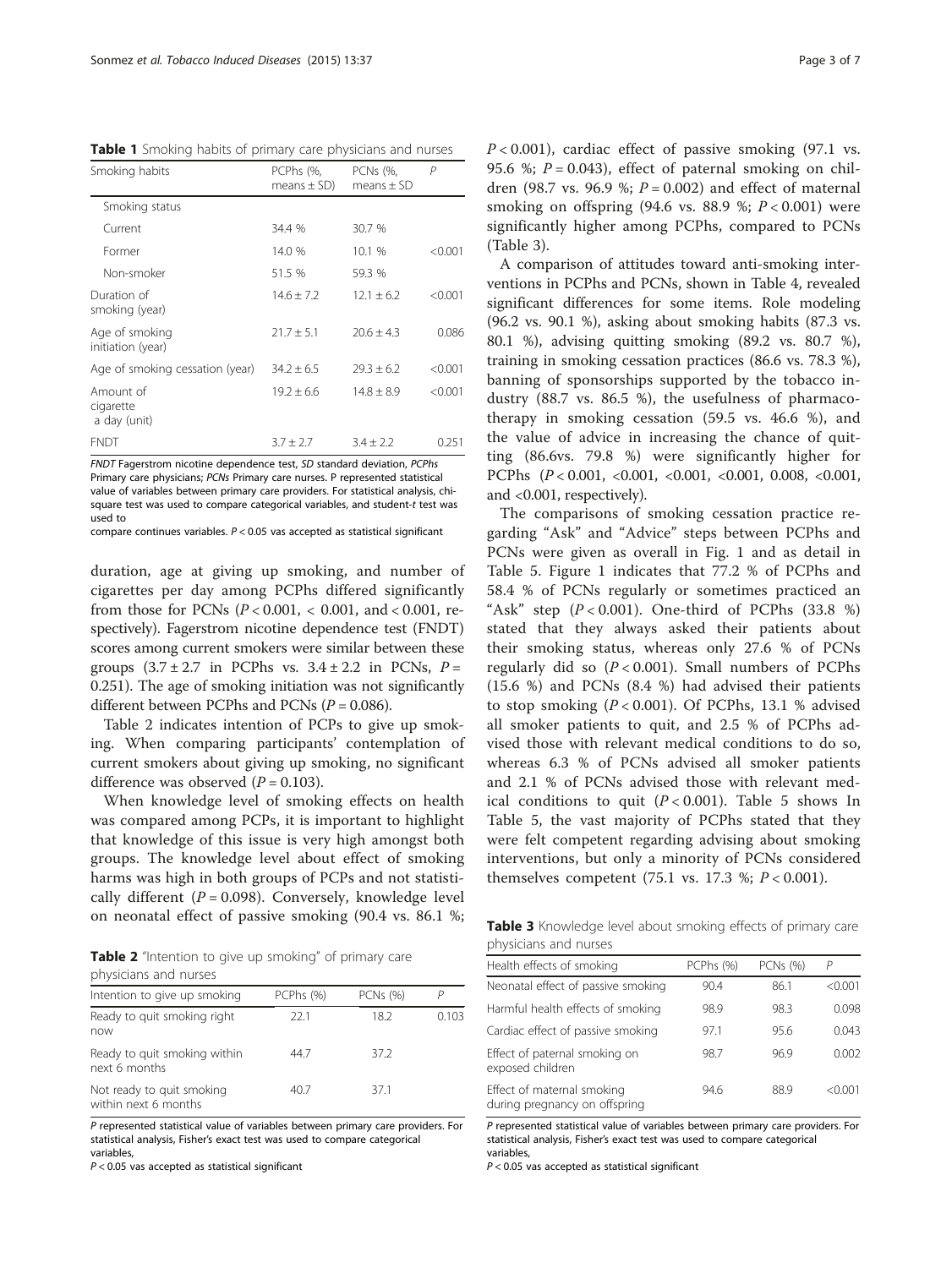**Table 1** Smoking habits of primary care physicians and nurses

| Smoking habits | PCPhs (%, means ± SD) | PCNs (%, means ± SD | P |
|---|---|---|---|
| Smoking status | | | |
| Current | 34.4 % | 30.7 % | |
| Former | 14.0 % | 10.1 % | <0.001 |
| Non-smoker | 51.5 % | 59.3 % | |
| Duration of smoking (year) | 14.6 ± 7.2 | 12.1 ± 6.2 | <0.001 |
| Age of smoking initiation (year) | 21.7 ± 5.1 | 20.6 ± 4.3 | 0.086 |
| Age of smoking cessation (year) | 34.2 ± 6.5 | 29.3 ± 6.2 | <0.001 |
| Amount of cigarette a day (unit) | 19.2 ± 6.6 | 14.8 ± 8.9 | <0.001 |
| FNDT | 3.7 ± 2.7 | 3.4 ± 2.2 | 0.251 |

*FNDT* Fagerstrom nicotine dependence test, *SD* standard deviation, *PCPhs* Primary care physicians; *PCNs* Primary care nurses. P represented statistical value of variables between primary care providers. For statistical analysis, chi-square test was used to compare categorical variables, and student-*t* test was used to compare continues variables. $P < 0.05$ vas accepted as statistical significant

duration, age at giving up smoking, and number of cigarettes per day among PCPhs differed significantly from those for PCNs ($P < 0.001$, $< 0.001$, and $< 0.001$, respectively). Fagerstrom nicotine dependence test (FNDT) scores among current smokers were similar between these groups ($3.7 \pm 2.7$ in PCPhs vs. $3.4 \pm 2.2$ in PCNs, $P = 0.251$). The age of smoking initiation was not significantly different between PCPhs and PCNs ($P = 0.086$).

Table 2 indicates intention of PCPs to give up smoking. When comparing participants' contemplation of current smokers about giving up smoking, no significant difference was observed ($P = 0.103$).

When knowledge level of smoking effects on health was compared among PCPs, it is important to highlight that knowledge of this issue is very high amongst both groups. The knowledge level about effect of smoking harms was high in both groups of PCPs and not statistically different ($P = 0.098$). Conversely, knowledge level on neonatal effect of passive smoking (90.4 vs. 86.1 %; $P < 0.001$), cardiac effect of passive smoking (97.1 vs. 95.6 %; $P = 0.043$), effect of paternal smoking on children (98.7 vs. 96.9 %; $P = 0.002$) and effect of maternal smoking on offspring (94.6 vs. 88.9 %; $P < 0.001$) were significantly higher among PCPhs, compared to PCNs (Table 3).

**Table 2** "Intention to give up smoking" of primary care physicians and nurses

| Intention to give up smoking | PCPhs (%) | PCNs (%) | P |
|---|---|---|---|
| Ready to quit smoking right now | 22.1 | 18.2 | 0.103 |
| Ready to quit smoking within next 6 months | 44.7 | 37.2 | |
| Not ready to quit smoking within next 6 months | 40.7 | 37.1 | |

*P* represented statistical value of variables between primary care providers. For statistical analysis, Fisher's exact test was used to compare categorical variables,
$P < 0.05$ vas accepted as statistical significant

A comparison of attitudes toward anti-smoking interventions in PCPhs and PCNs, shown in Table 4, revealed significant differences for some items. Role modeling (96.2 vs. 90.1 %), asking about smoking habits (87.3 vs. 80.1 %), advising quitting smoking (89.2 vs. 80.7 %), training in smoking cessation practices (86.6 vs. 78.3 %), banning of sponsorships supported by the tobacco industry (88.7 vs. 86.5 %), the usefulness of pharmacotherapy in smoking cessation (59.5 vs. 46.6 %), and the value of advice in increasing the chance of quitting (86.6vs. 79.8 %) were significantly higher for PCPhs ($P < 0.001$, $<0.001$, $<0.001$, $<0.001$, $0.008$, $<0.001$, and $<0.001$, respectively).

The comparisons of smoking cessation practice regarding "Ask" and "Advice" steps between PCPhs and PCNs were given as overall in Fig. 1 and as detail in Table 5. Figure 1 indicates that 77.2 % of PCPhs and 58.4 % of PCNs regularly or sometimes practiced an "Ask" step ($P < 0.001$). One-third of PCPhs (33.8 %) stated that they always asked their patients about their smoking status, whereas only 27.6 % of PCNs regularly did so ($P < 0.001$). Small numbers of PCPhs (15.6 %) and PCNs (8.4 %) had advised their patients to stop smoking ($P < 0.001$). Of PCPhs, 13.1 % advised all smoker patients to quit, and 2.5 % of PCPhs advised those with relevant medical conditions to do so, whereas 6.3 % of PCNs advised all smoker patients and 2.1 % of PCNs advised those with relevant medical conditions to quit ($P < 0.001$). Table 5 shows In Table 5, the vast majority of PCPhs stated that they were felt competent regarding advising about smoking interventions, but only a minority of PCNs considered themselves competent (75.1 vs. 17.3 %; $P < 0.001$).

**Table 3** Knowledge level about smoking effects of primary care physicians and nurses

| Health effects of smoking | PCPhs (%) | PCNs (%) | P |
|---|---|---|---|
| Neonatal effect of passive smoking | 90.4 | 86.1 | <0.001 |
| Harmful health effects of smoking | 98.9 | 98.3 | 0.098 |
| Cardiac effect of passive smoking | 97.1 | 95.6 | 0.043 |
| Effect of paternal smoking on exposed children | 98.7 | 96.9 | 0.002 |
| Effect of maternal smoking during pregnancy on offspring | 94.6 | 88.9 | <0.001 |

*P* represented statistical value of variables between primary care providers. For statistical analysis, Fisher's exact test was used to compare categorical variables,
$P < 0.05$ vas accepted as statistical significant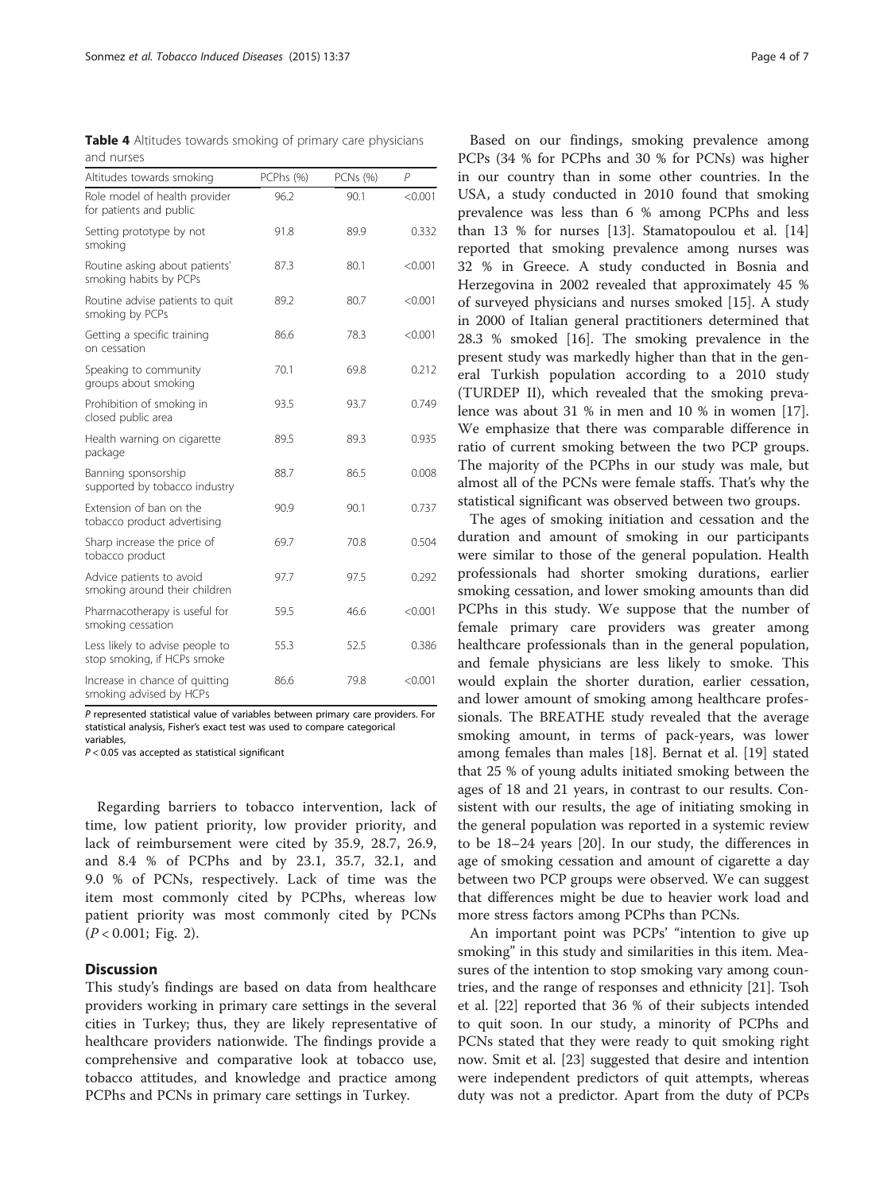**Table 4** Altitudes towards smoking of primary care physicians and nurses

| Altitudes towards smoking | PCPhs (%) | PCNs (%) | P |
|---|---|---|---|
| Role model of health provider for patients and public | 96.2 | 90.1 | <0.001 |
| Setting prototype by not smoking | 91.8 | 89.9 | 0.332 |
| Routine asking about patients' smoking habits by PCPs | 87.3 | 80.1 | <0.001 |
| Routine advise patients to quit smoking by PCPs | 89.2 | 80.7 | <0.001 |
| Getting a specific training on cessation | 86.6 | 78.3 | <0.001 |
| Speaking to community groups about smoking | 70.1 | 69.8 | 0.212 |
| Prohibition of smoking in closed public area | 93.5 | 93.7 | 0.749 |
| Health warning on cigarette package | 89.5 | 89.3 | 0.935 |
| Banning sponsorship supported by tobacco industry | 88.7 | 86.5 | 0.008 |
| Extension of ban on the tobacco product advertising | 90.9 | 90.1 | 0.737 |
| Sharp increase the price of tobacco product | 69.7 | 70.8 | 0.504 |
| Advice patients to avoid smoking around their children | 97.7 | 97.5 | 0.292 |
| Pharmacotherapy is useful for smoking cessation | 59.5 | 46.6 | <0.001 |
| Less likely to advise people to stop smoking, if HCPs smoke | 55.3 | 52.5 | 0.386 |
| Increase in chance of quitting smoking advised by HCPs | 86.6 | 79.8 | <0.001 |

*P* represented statistical value of variables between primary care providers. For statistical analysis, Fisher's exact test was used to compare categorical variables,
$P < 0.05$ vas accepted as statistical significant

Regarding barriers to tobacco intervention, lack of time, low patient priority, low provider priority, and lack of reimbursement were cited by 35.9, 28.7, 26.9, and 8.4 % of PCPhs and by 23.1, 35.7, 32.1, and 9.0 % of PCNs, respectively. Lack of time was the item most commonly cited by PCPhs, whereas low patient priority was most commonly cited by PCNs ($P < 0.001$; Fig. 2).

## Discussion

This study's findings are based on data from healthcare providers working in primary care settings in the several cities in Turkey; thus, they are likely representative of healthcare providers nationwide. The findings provide a comprehensive and comparative look at tobacco use, tobacco attitudes, and knowledge and practice among PCPhs and PCNs in primary care settings in Turkey.

Based on our findings, smoking prevalence among PCPs (34 % for PCPhs and 30 % for PCNs) was higher in our country than in some other countries. In the USA, a study conducted in 2010 found that smoking prevalence was less than 6 % among PCPhs and less than 13 % for nurses [13]. Stamatopoulou et al. [14] reported that smoking prevalence among nurses was 32 % in Greece. A study conducted in Bosnia and Herzegovina in 2002 revealed that approximately 45 % of surveyed physicians and nurses smoked [15]. A study in 2000 of Italian general practitioners determined that 28.3 % smoked [16]. The smoking prevalence in the present study was markedly higher than that in the general Turkish population according to a 2010 study (TURDEP II), which revealed that the smoking prevalence was about 31 % in men and 10 % in women [17]. We emphasize that there was comparable difference in ratio of current smoking between the two PCP groups. The majority of the PCPhs in our study was male, but almost all of the PCNs were female staffs. That's why the statistical significant was observed between two groups.

The ages of smoking initiation and cessation and the duration and amount of smoking in our participants were similar to those of the general population. Health professionals had shorter smoking durations, earlier smoking cessation, and lower smoking amounts than did PCPhs in this study. We suppose that the number of female primary care providers was greater among healthcare professionals than in the general population, and female physicians are less likely to smoke. This would explain the shorter duration, earlier cessation, and lower amount of smoking among healthcare professionals. The BREATHE study revealed that the average smoking amount, in terms of pack-years, was lower among females than males [18]. Bernat et al. [19] stated that 25 % of young adults initiated smoking between the ages of 18 and 21 years, in contrast to our results. Consistent with our results, the age of initiating smoking in the general population was reported in a systemic review to be 18–24 years [20]. In our study, the differences in age of smoking cessation and amount of cigarette a day between two PCP groups were observed. We can suggest that differences might be due to heavier work load and more stress factors among PCPhs than PCNs.

An important point was PCPs' "intention to give up smoking" in this study and similarities in this item. Measures of the intention to stop smoking vary among countries, and the range of responses and ethnicity [21]. Tsoh et al. [22] reported that 36 % of their subjects intended to quit soon. In our study, a minority of PCPhs and PCNs stated that they were ready to quit smoking right now. Smit et al. [23] suggested that desire and intention were independent predictors of quit attempts, whereas duty was not a predictor. Apart from the duty of PCPs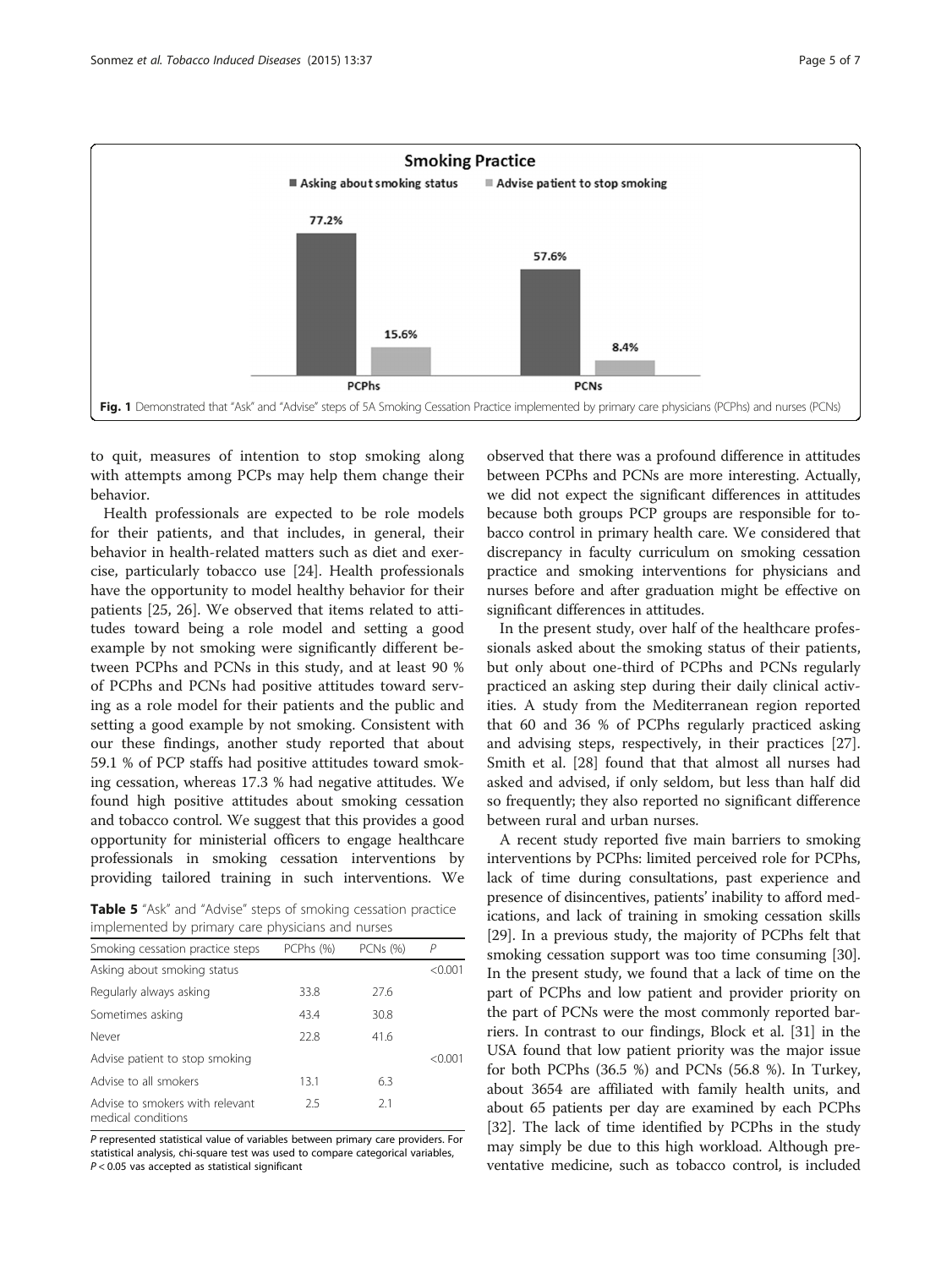**Smoking Practice**

| | Asking about smoking status | Advise patient to stop smoking |
|---|---|---|
| PCPhs | 77.2% | 15.6% |
| PCNs | 57.6% | 8.4% |

**Fig. 1** Demonstrated that "Ask" and "Advise" steps of 5A Smoking Cessation Practice implemented by primary care physicians (PCPhs) and nurses (PCNs)

to quit, measures of intention to stop smoking along with attempts among PCPs may help them change their behavior.

Health professionals are expected to be role models for their patients, and that includes, in general, their behavior in health-related matters such as diet and exercise, particularly tobacco use [24]. Health professionals have the opportunity to model healthy behavior for their patients [25, 26]. We observed that items related to attitudes toward being a role model and setting a good example by not smoking were significantly different between PCPhs and PCNs in this study, and at least 90 % of PCPhs and PCNs had positive attitudes toward serving as a role model for their patients and the public and setting a good example by not smoking. Consistent with our these findings, another study reported that about 59.1 % of PCP staffs had positive attitudes toward smoking cessation, whereas 17.3 % had negative attitudes. We found high positive attitudes about smoking cessation and tobacco control. We suggest that this provides a good opportunity for ministerial officers to engage healthcare professionals in smoking cessation interventions by providing tailored training in such interventions. We

**Table 5** "Ask" and "Advise" steps of smoking cessation practice implemented by primary care physicians and nurses

| Smoking cessation practice steps | PCPhs (%) | PCNs (%) | P |
|---|---|---|---|
| Asking about smoking status | | | <0.001 |
| Regularly always asking | 33.8 | 27.6 | |
| Sometimes asking | 43.4 | 30.8 | |
| Never | 22.8 | 41.6 | |
| Advise patient to stop smoking | | | <0.001 |
| Advise to all smokers | 13.1 | 6.3 | |
| Advise to smokers with relevant medical conditions | 2.5 | 2.1 | |

*P* represented statistical value of variables between primary care providers. For statistical analysis, chi-square test was used to compare categorical variables, $P < 0.05$ vas accepted as statistical significant

observed that there was a profound difference in attitudes between PCPhs and PCNs are more interesting. Actually, we did not expect the significant differences in attitudes because both groups PCP groups are responsible for tobacco control in primary health care. We considered that discrepancy in faculty curriculum on smoking cessation practice and smoking interventions for physicians and nurses before and after graduation might be effective on significant differences in attitudes.

In the present study, over half of the healthcare professionals asked about the smoking status of their patients, but only about one-third of PCPhs and PCNs regularly practiced an asking step during their daily clinical activities. A study from the Mediterranean region reported that 60 and 36 % of PCPhs regularly practiced asking and advising steps, respectively, in their practices [27]. Smith et al. [28] found that that almost all nurses had asked and advised, if only seldom, but less than half did so frequently; they also reported no significant difference between rural and urban nurses.

A recent study reported five main barriers to smoking interventions by PCPhs: limited perceived role for PCPhs, lack of time during consultations, past experience and presence of disincentives, patients' inability to afford medications, and lack of training in smoking cessation skills [29]. In a previous study, the majority of PCPhs felt that smoking cessation support was too time consuming [30]. In the present study, we found that a lack of time on the part of PCPhs and low patient and provider priority on the part of PCNs were the most commonly reported barriers. In contrast to our findings, Block et al. [31] in the USA found that low patient priority was the major issue for both PCPhs (36.5 %) and PCNs (56.8 %). In Turkey, about 3654 are affiliated with family health units, and about 65 patients per day are examined by each PCPhs [32]. The lack of time identified by PCPhs in the study may simply be due to this high workload. Although preventative medicine, such as tobacco control, is included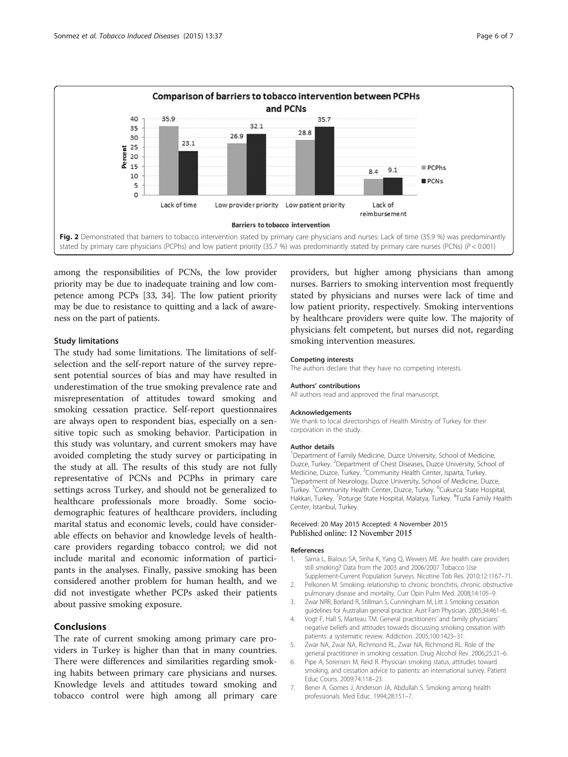Fig. 2 Demonstrated that barriers to tobacco intervention stated by primary care physicians and nurses: Lack of time (35.9 %) was predominantly stated by primary care physicians (PCPHs) and low patient priority (35.7 %) was predominantly stated by primary care nurses (PCNs) ($P < 0.001$)

among the responsibilities of PCNs, the low provider priority may be due to inadequate training and low competence among PCPs [33, 34]. The low patient priority may be due to resistance to quitting and a lack of awareness on the part of patients.

### Study limitations

The study had some limitations. The limitations of self-selection and the self-report nature of the survey represent potential sources of bias and may have resulted in underestimation of the true smoking prevalence rate and misrepresentation of attitudes toward smoking and smoking cessation practice. Self-report questionnaires are always open to respondent bias, especially on a sensitive topic such as smoking behavior. Participation in this study was voluntary, and current smokers may have avoided completing the study survey or participating in the study at all. The results of this study are not fully representative of PCNs and PCPhs in primary care settings across Turkey, and should not be generalized to healthcare professionals more broadly. Some socio-demographic features of healthcare providers, including marital status and economic levels, could have considerable effects on behavior and knowledge levels of healthcare providers regarding tobacco control; we did not include marital and economic information of participants in the analyses. Finally, passive smoking has been considered another problem for human health, and we did not investigate whether PCPs asked their patients about passive smoking exposure.

## Conclusions

The rate of current smoking among primary care providers in Turkey is higher than that in many countries. There were differences and similarities regarding smoking habits between primary care physicians and nurses. Knowledge levels and attitudes toward smoking and tobacco control were high among all primary care providers, but higher among physicians than among nurses. Barriers to smoking intervention most frequently stated by physicians and nurses were lack of time and low patient priority, respectively. Smoking interventions by healthcare providers were quite low. The majority of physicians felt competent, but nurses did not, regarding smoking intervention measures.

#### Competing interests
The authors declare that they have no competing interests.

#### Authors' contributions
All authors read and approved the final manuscript.

#### Acknowledgements
We thank to local directorships of Health Ministry of Turkey for their corporation in the study.

#### Author details
[1]Department of Family Medicine, Duzce University, School of Medicine, Duzce, Turkey. [2]Department of Chest Diseases, Duzce University, School of Medicine, Duzce, Turkey. [3]Community Health Center, Isparta, Turkey. [4]Department of Neurology, Duzce University, School of Medicine, Duzce, Turkey. [5]Community Health Center, Duzce, Turkey. [6]Cukurca State Hospital, Hakkari, Turkey. [7]Poturge State Hospital, Malatya, Turkey. [8]Tuzla Family Health Center, Istanbul, Turkey.

Received: 20 May 2015 Accepted: 4 November 2015
Published online: 12 November 2015

#### References

1. Sarna L, Bialous SA, Sinha K, Yang Q, Wewers ME. Are health care providers still smoking? Data from the 2003 and 2006/2007 Tobacco Use Supplement-Current Population Surveys. Nicotine Tob Res. 2010;12:1167–71.
2. Pelkonen M. Smoking: relationship to chronic bronchitis, chronic obstructive pulmonary disease and mortality. Curr Opin Pulm Med. 2008;14:105–9.
3. Zwar NRR, Borland R, Stillman S, Cunningham M, Litt J. Smoking cessation guidelines for Australian general practice. Aust Fam Physician. 2005;34:461–6.
4. Vogt F, Hall S, Marteau TM. General practitioners' and family physicians' negative beliefs and attitudes towards discussing smoking cessation with patients: a systematic review. Addiction. 2005;100:1423–31.
5. Zwar NA, Zwar NA, Richmond RL, Zwar NA, Richmond RL. Role of the general practitioner in smoking cessation. Drug Alcohol Rev. 2006;25:21–6.
6. Pipe A, Sorensen M, Reid R. Physician smoking status, attitudes toward smoking, and cessation advice to patients: an international survey. Patient Educ Couns. 2009;74:118–23.
7. Bener A, Gomes J, Anderson JA, Abdullah S. Smoking among health professionals. Med Educ. 1994;28:151–7.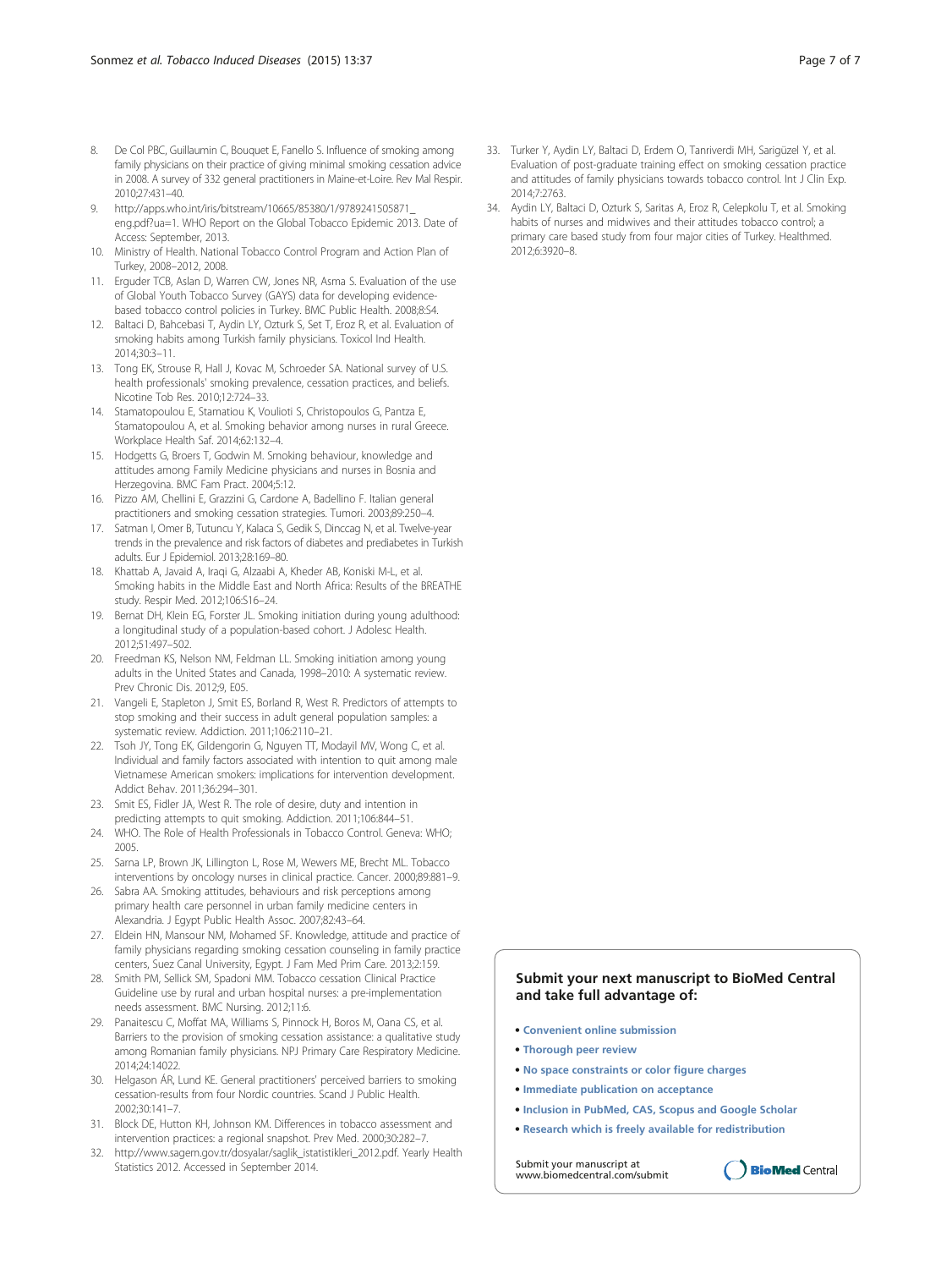8. De Col PBC, Guillaumin C, Bouquet E, Fanello S. Influence of smoking among family physicians on their practice of giving minimal smoking cessation advice in 2008. A survey of 332 general practitioners in Maine-et-Loire. Rev Mal Respir. 2010;27:431–40.
9. http://apps.who.int/iris/bitstream/10665/85380/1/9789241505871_eng.pdf?ua=1. WHO Report on the Global Tobacco Epidemic 2013. Date of Access: September, 2013.
10. Ministry of Health. National Tobacco Control Program and Action Plan of Turkey, 2008–2012, 2008.
11. Erguder TCB, Aslan D, Warren CW, Jones NR, Asma S. Evaluation of the use of Global Youth Tobacco Survey (GAYS) data for developing evidence-based tobacco control policies in Turkey. BMC Public Health. 2008;8:S4.
12. Baltaci D, Bahcebasi T, Aydin LY, Ozturk S, Set T, Eroz R, et al. Evaluation of smoking habits among Turkish family physicians. Toxicol Ind Health. 2014;30:3–11.
13. Tong EK, Strouse R, Hall J, Kovac M, Schroeder SA. National survey of U.S. health professionals' smoking prevalence, cessation practices, and beliefs. Nicotine Tob Res. 2010;12:724–33.
14. Stamatopoulou E, Stamatiou K, Voulioti S, Christopoulos G, Pantza E, Stamatopoulou A, et al. Smoking behavior among nurses in rural Greece. Workplace Health Saf. 2014;62:132–4.
15. Hodgetts G, Broers T, Godwin M. Smoking behaviour, knowledge and attitudes among Family Medicine physicians and nurses in Bosnia and Herzegovina. BMC Fam Pract. 2004;5:12.
16. Pizzo AM, Chellini E, Grazzini G, Cardone A, Badellino F. Italian general practitioners and smoking cessation strategies. Tumori. 2003;89:250–4.
17. Satman I, Omer B, Tutuncu Y, Kalaca S, Gedik S, Dinccag N, et al. Twelve-year trends in the prevalence and risk factors of diabetes and prediabetes in Turkish adults. Eur J Epidemiol. 2013;28:169–80.
18. Khattab A, Javaid A, Iraqi G, Alzaabi A, Kheder AB, Koniski M-L, et al. Smoking habits in the Middle East and North Africa: Results of the BREATHE study. Respir Med. 2012;106:S16–24.
19. Bernat DH, Klein EG, Forster JL. Smoking initiation during young adulthood: a longitudinal study of a population-based cohort. J Adolesc Health. 2012;51:497–502.
20. Freedman KS, Nelson NM, Feldman LL. Smoking initiation among young adults in the United States and Canada, 1998–2010: A systematic review. Prev Chronic Dis. 2012;9, E05.
21. Vangeli E, Stapleton J, Smit ES, Borland R, West R. Predictors of attempts to stop smoking and their success in adult general population samples: a systematic review. Addiction. 2011;106:2110–21.
22. Tsoh JY, Tong EK, Gildengorin G, Nguyen TT, Modayil MV, Wong C, et al. Individual and family factors associated with intention to quit among male Vietnamese American smokers: implications for intervention development. Addict Behav. 2011;36:294–301.
23. Smit ES, Fidler JA, West R. The role of desire, duty and intention in predicting attempts to quit smoking. Addiction. 2011;106:844–51.
24. WHO. The Role of Health Professionals in Tobacco Control. Geneva: WHO; 2005.
25. Sarna LP, Brown JK, Lillington L, Rose M, Wewers ME, Brecht ML. Tobacco interventions by oncology nurses in clinical practice. Cancer. 2000;89:881–9.
26. Sabra AA. Smoking attitudes, behaviours and risk perceptions among primary health care personnel in urban family medicine centers in Alexandria. J Egypt Public Health Assoc. 2007;82:43–64.
27. Eldein HN, Mansour NM, Mohamed SF. Knowledge, attitude and practice of family physicians regarding smoking cessation counseling in family practice centers, Suez Canal University, Egypt. J Fam Med Prim Care. 2013;2:159.
28. Smith PM, Sellick SM, Spadoni MM. Tobacco cessation Clinical Practice Guideline use by rural and urban hospital nurses: a pre-implementation needs assessment. BMC Nursing. 2012;11:6.
29. Panaitescu C, Moffat MA, Williams S, Pinnock H, Boros M, Oana CS, et al. Barriers to the provision of smoking cessation assistance: a qualitative study among Romanian family physicians. NPJ Primary Care Respiratory Medicine. 2014;24:14022.
30. Helgason ÁR, Lund KE. General practitioners' perceived barriers to smoking cessation-results from four Nordic countries. Scand J Public Health. 2002;30:141–7.
31. Block DE, Hutton KH, Johnson KM. Differences in tobacco assessment and intervention practices: a regional snapshot. Prev Med. 2000;30:282–7.
32. http://www.sagem.gov.tr/dosyalar/saglik_istatistikleri_2012.pdf. Yearly Health Statistics 2012. Accessed in September 2014.
33. Turker Y, Aydin LY, Baltaci D, Erdem O, Tanriverdi MH, Sarigüzel Y, et al. Evaluation of post-graduate training effect on smoking cessation practice and attitudes of family physicians towards tobacco control. Int J Clin Exp. 2014;7:2763.
34. Aydin LY, Baltaci D, Ozturk S, Saritas A, Eroz R, Celepkolu T, et al. Smoking habits of nurses and midwives and their attitudes tobacco control; a primary care based study from four major cities of Turkey. Healthmed. 2012;6:3920–8.

**Submit your next manuscript to BioMed Central and take full advantage of:**

- Convenient online submission
- Thorough peer review
- No space constraints or color figure charges
- Immediate publication on acceptance
- Inclusion in PubMed, CAS, Scopus and Google Scholar
- Research which is freely available for redistribution

Submit your manuscript at www.biomedcentral.com/submit

BioMed Central